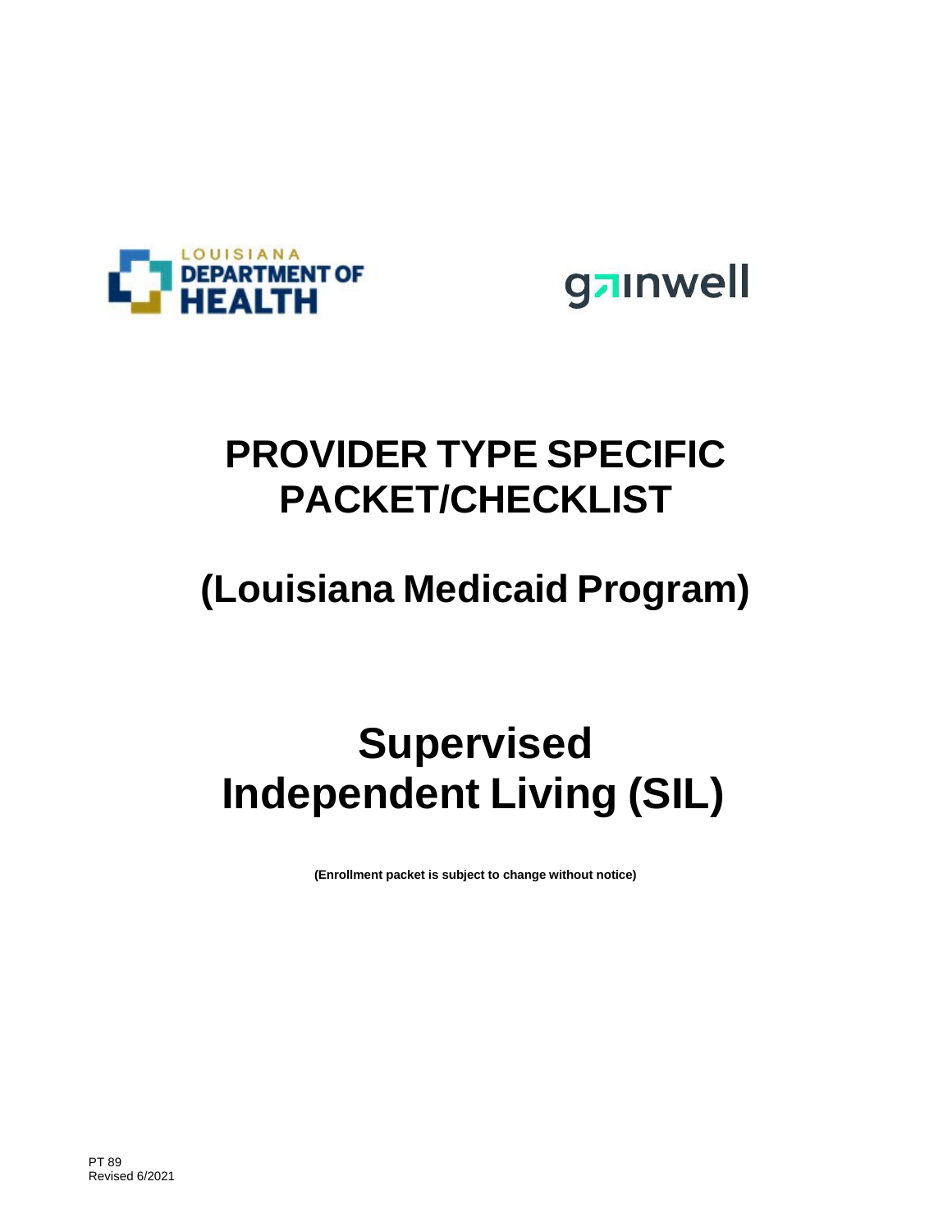LOUISIANA DEPARTMENT OF HEALTH

gainwell

# PROVIDER TYPE SPECIFIC PACKET/CHECKLIST

# (Louisiana Medicaid Program)

# Supervised Independent Living (SIL)

**(Enrollment packet is subject to change without notice)**

PT 89
Revised 6/2021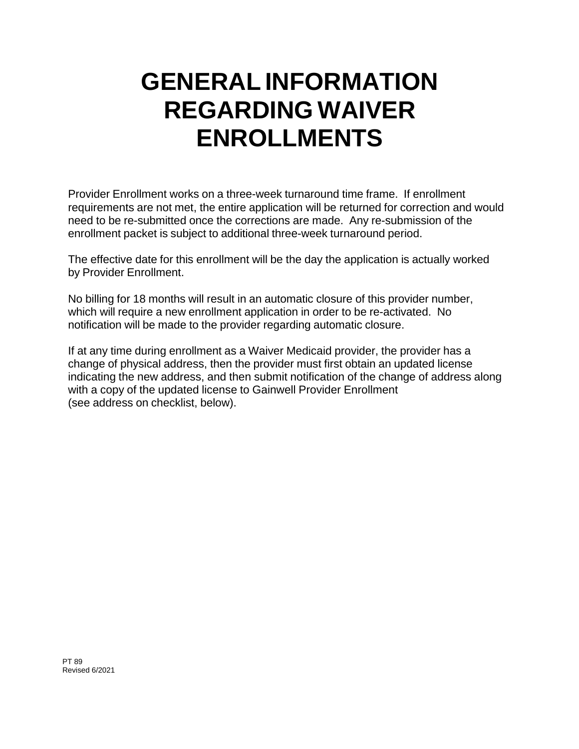# GENERAL INFORMATION REGARDING WAIVER ENROLLMENTS

Provider Enrollment works on a three-week turnaround time frame. If enrollment requirements are not met, the entire application will be returned for correction and would need to be re-submitted once the corrections are made. Any re-submission of the enrollment packet is subject to additional three-week turnaround period.

The effective date for this enrollment will be the day the application is actually worked by Provider Enrollment.

No billing for 18 months will result in an automatic closure of this provider number, which will require a new enrollment application in order to be re-activated. No notification will be made to the provider regarding automatic closure.

If at any time during enrollment as a Waiver Medicaid provider, the provider has a change of physical address, then the provider must first obtain an updated license indicating the new address, and then submit notification of the change of address along with a copy of the updated license to Gainwell Provider Enrollment (see address on checklist, below).

PT 89
Revised 6/2021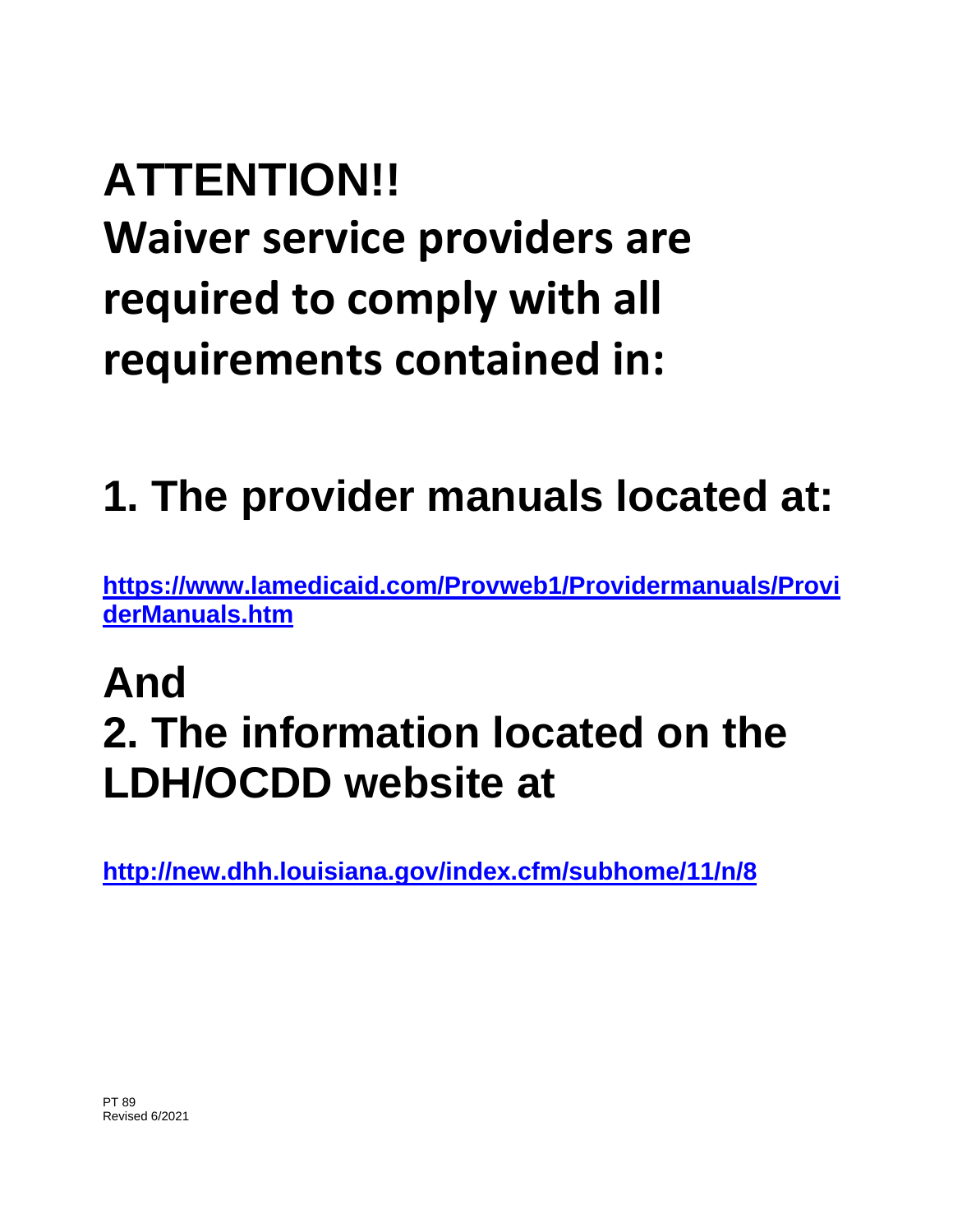# ATTENTION!!

# Waiver service providers are required to comply with all requirements contained in:

## 1. The provider manuals located at:

**https://www.lamedicaid.com/Provweb1/Providermanuals/ProviderManuals.htm**

## And

## 2. The information located on the LDH/OCDD website at

**http://new.dhh.louisiana.gov/index.cfm/subhome/11/n/8**

PT 89
Revised 6/2021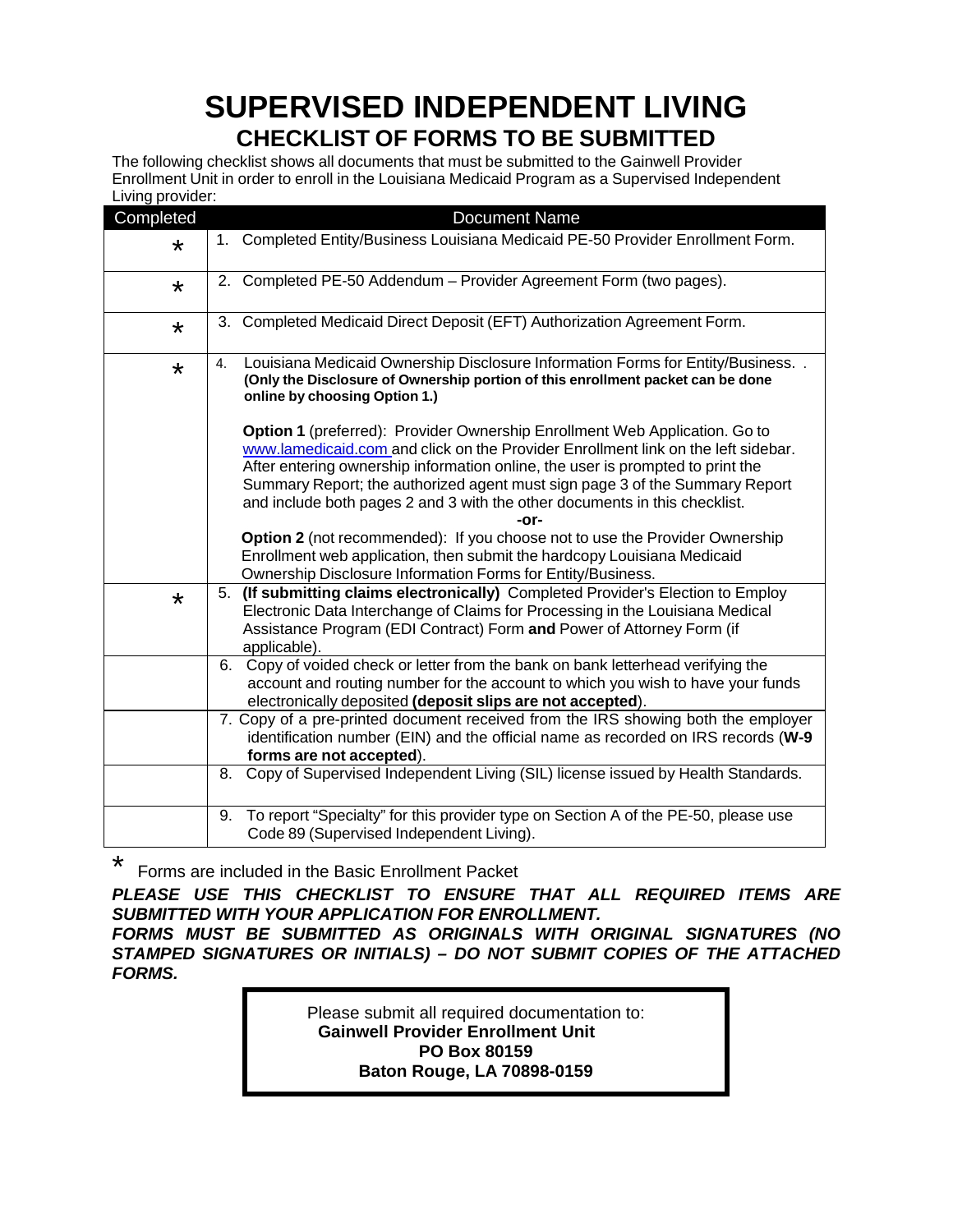# SUPERVISED INDEPENDENT LIVING

## CHECKLIST OF FORMS TO BE SUBMITTED

The following checklist shows all documents that must be submitted to the Gainwell Provider Enrollment Unit in order to enroll in the Louisiana Medicaid Program as a Supervised Independent Living provider:

| Completed | Document Name |
|---|---|
| * | 1. Completed Entity/Business Louisiana Medicaid PE-50 Provider Enrollment Form. |
| * | 2. Completed PE-50 Addendum – Provider Agreement Form (two pages). |
| * | 3. Completed Medicaid Direct Deposit (EFT) Authorization Agreement Form. |
| * | 4. Louisiana Medicaid Ownership Disclosure Information Forms for Entity/Business. . **(Only the Disclosure of Ownership portion of this enrollment packet can be done online by choosing Option 1.)**<br><br>**Option 1** (preferred): Provider Ownership Enrollment Web Application. Go to www.lamedicaid.com and click on the Provider Enrollment link on the left sidebar. After entering ownership information online, the user is prompted to print the Summary Report; the authorized agent must sign page 3 of the Summary Report and include both pages 2 and 3 with the other documents in this checklist.<br>**-or-**<br>**Option 2** (not recommended): If you choose not to use the Provider Ownership Enrollment web application, then submit the hardcopy Louisiana Medicaid Ownership Disclosure Information Forms for Entity/Business. |
| * | 5. **(If submitting claims electronically)** Completed Provider's Election to Employ Electronic Data Interchange of Claims for Processing in the Louisiana Medical Assistance Program (EDI Contract) Form **and** Power of Attorney Form (if applicable). |
| | 6. Copy of voided check or letter from the bank on bank letterhead verifying the account and routing number for the account to which you wish to have your funds electronically deposited **(deposit slips are not accepted)**. |
| | 7. Copy of a pre-printed document received from the IRS showing both the employer identification number (EIN) and the official name as recorded on IRS records (**W-9 forms are not accepted**). |
| | 8. Copy of Supervised Independent Living (SIL) license issued by Health Standards. |
| | 9. To report "Specialty" for this provider type on Section A of the PE-50, please use Code 89 (Supervised Independent Living). |

\* Forms are included in the Basic Enrollment Packet

***PLEASE USE THIS CHECKLIST TO ENSURE THAT ALL REQUIRED ITEMS ARE SUBMITTED WITH YOUR APPLICATION FOR ENROLLMENT.***

***FORMS MUST BE SUBMITTED AS ORIGINALS WITH ORIGINAL SIGNATURES (NO STAMPED SIGNATURES OR INITIALS) – DO NOT SUBMIT COPIES OF THE ATTACHED FORMS.***

Please submit all required documentation to:
**Gainwell Provider Enrollment Unit**
**PO Box 80159**
**Baton Rouge, LA 70898-0159**